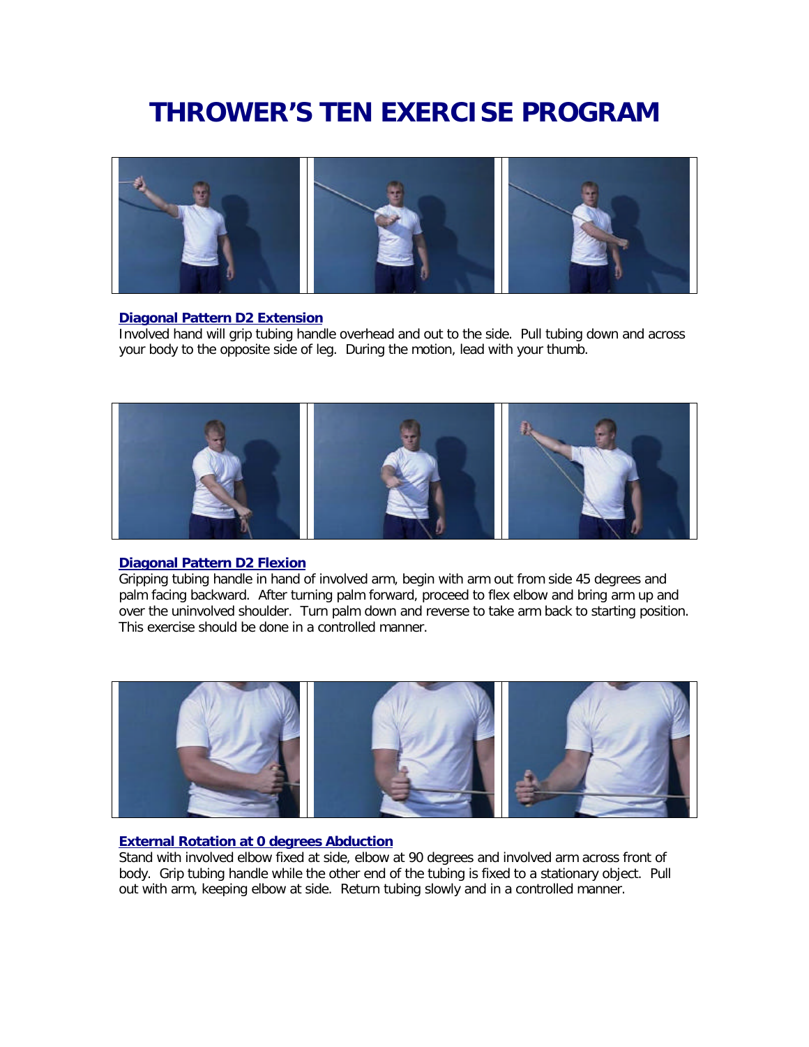# THROWER'S TEN EXERCISE PROGRAM

**Diagonal Pattern D2 Extension**

Involved hand will grip tubing handle overhead and out to the side. Pull tubing down and across your body to the opposite side of leg. During the motion, lead with your thumb.

**Diagonal Pattern D2 Flexion**

Gripping tubing handle in hand of involved arm, begin with arm out from side 45 degrees and palm facing backward. After turning palm forward, proceed to flex elbow and bring arm up and over the uninvolved shoulder. Turn palm down and reverse to take arm back to starting position. This exercise should be done in a controlled manner.

**External Rotation at 0 degrees Abduction**

Stand with involved elbow fixed at side, elbow at 90 degrees and involved arm across front of body. Grip tubing handle while the other end of the tubing is fixed to a stationary object. Pull out with arm, keeping elbow at side. Return tubing slowly and in a controlled manner.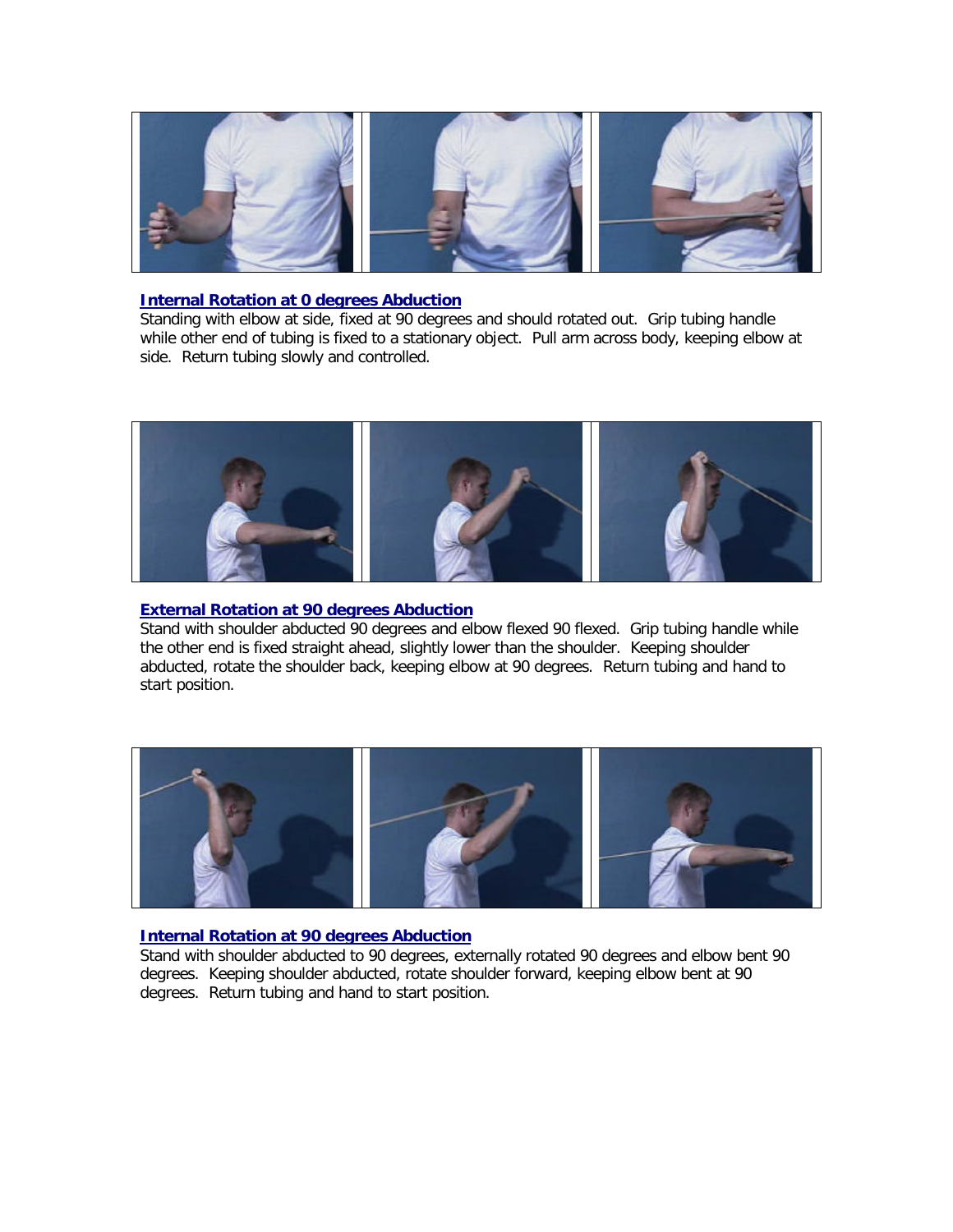**Internal Rotation at 0 degrees Abduction**

Standing with elbow at side, fixed at 90 degrees and should rotated out. Grip tubing handle while other end of tubing is fixed to a stationary object. Pull arm across body, keeping elbow at side. Return tubing slowly and controlled.

**External Rotation at 90 degrees Abduction**

Stand with shoulder abducted 90 degrees and elbow flexed 90 flexed. Grip tubing handle while the other end is fixed straight ahead, slightly lower than the shoulder. Keeping shoulder abducted, rotate the shoulder back, keeping elbow at 90 degrees. Return tubing and hand to start position.

**Internal Rotation at 90 degrees Abduction**

Stand with shoulder abducted to 90 degrees, externally rotated 90 degrees and elbow bent 90 degrees. Keeping shoulder abducted, rotate shoulder forward, keeping elbow bent at 90 degrees. Return tubing and hand to start position.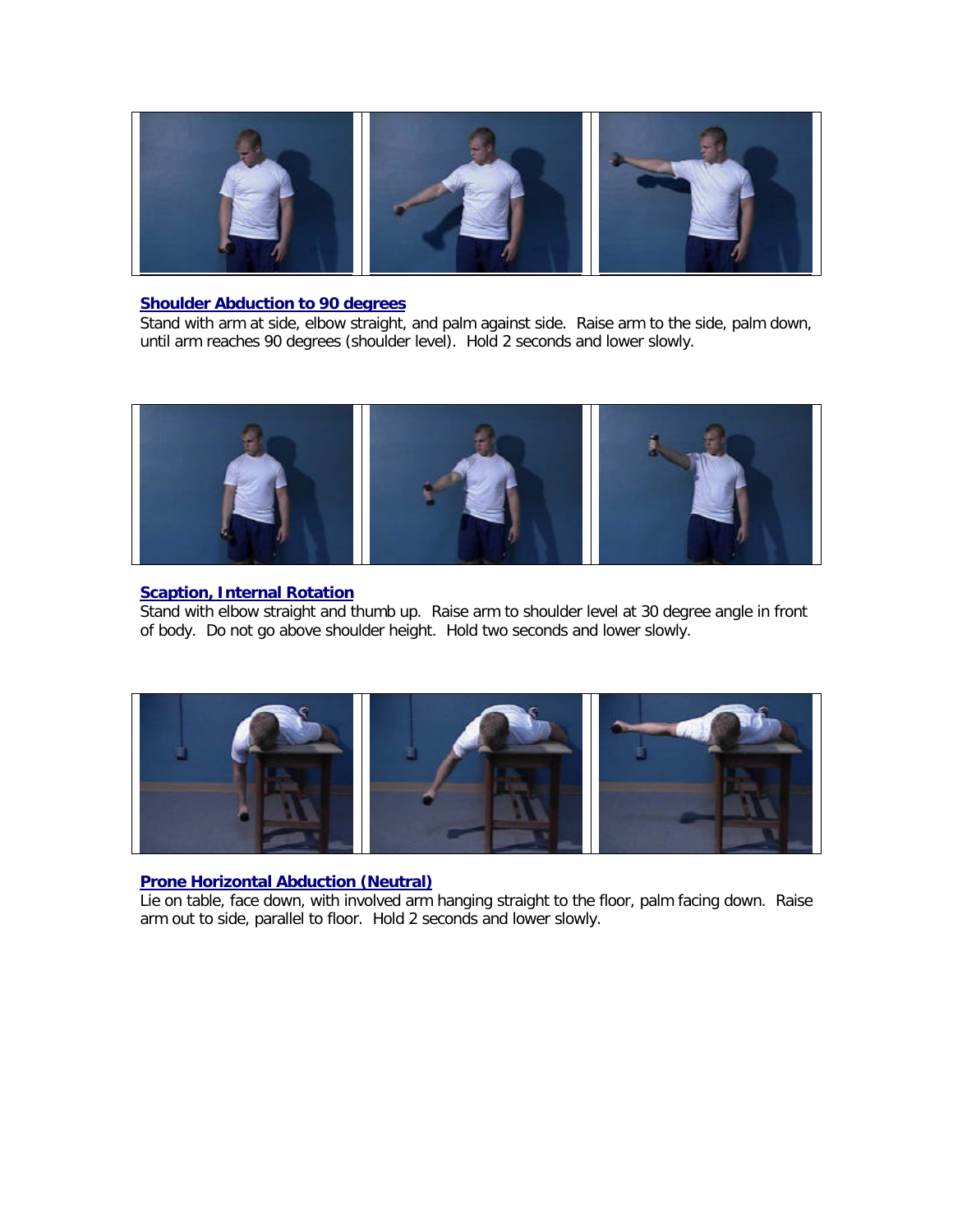### Shoulder Abduction to 90 degrees

Stand with arm at side, elbow straight, and palm against side. Raise arm to the side, palm down, until arm reaches 90 degrees (shoulder level). Hold 2 seconds and lower slowly.

### Scaption, Internal Rotation

Stand with elbow straight and thumb up. Raise arm to shoulder level at 30 degree angle in front of body. Do not go above shoulder height. Hold two seconds and lower slowly.

### Prone Horizontal Abduction (Neutral)

Lie on table, face down, with involved arm hanging straight to the floor, palm facing down. Raise arm out to side, parallel to floor. Hold 2 seconds and lower slowly.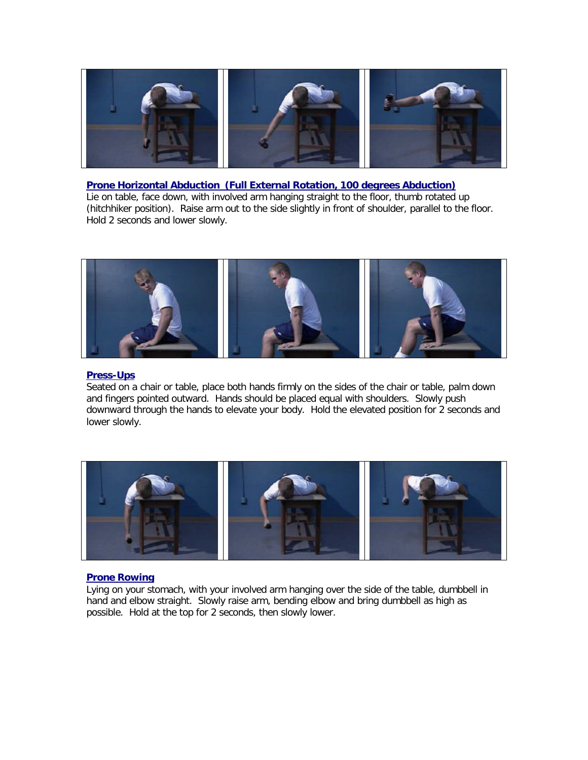**Prone Horizontal Abduction (Full External Rotation, 100 degrees Abduction)**

Lie on table, face down, with involved arm hanging straight to the floor, thumb rotated up (hitchhiker position). Raise arm out to the side slightly in front of shoulder, parallel to the floor. Hold 2 seconds and lower slowly.

**Press-Ups**

Seated on a chair or table, place both hands firmly on the sides of the chair or table, palm down and fingers pointed outward. Hands should be placed equal with shoulders. Slowly push downward through the hands to elevate your body. Hold the elevated position for 2 seconds and lower slowly.

**Prone Rowing**

Lying on your stomach, with your involved arm hanging over the side of the table, dumbbell in hand and elbow straight. Slowly raise arm, bending elbow and bring dumbbell as high as possible. Hold at the top for 2 seconds, then slowly lower.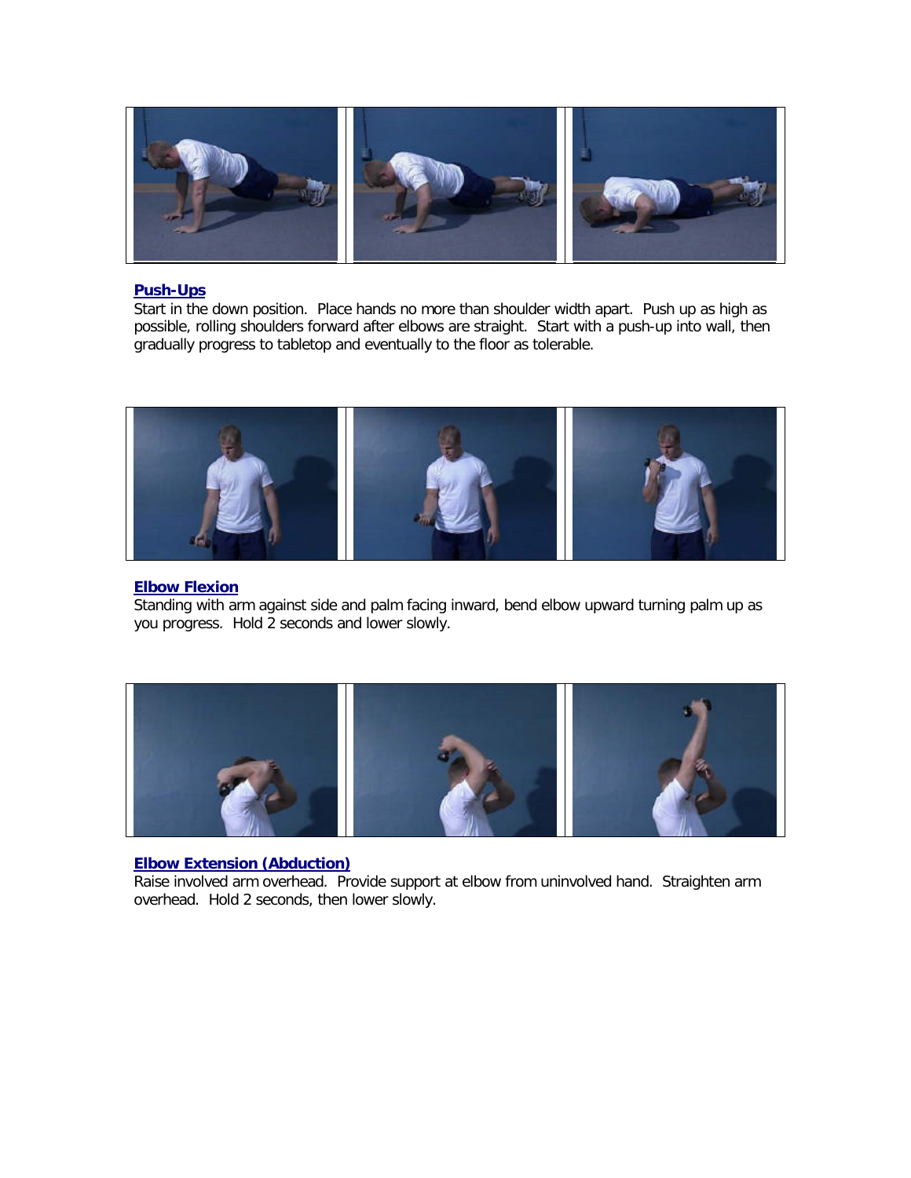### Push-Ups

Start in the down position. Place hands no more than shoulder width apart. Push up as high as possible, rolling shoulders forward after elbows are straight. Start with a push-up into wall, then gradually progress to tabletop and eventually to the floor as tolerable.

### Elbow Flexion

Standing with arm against side and palm facing inward, bend elbow upward turning palm up as you progress. Hold 2 seconds and lower slowly.

### Elbow Extension (Abduction)

Raise involved arm overhead. Provide support at elbow from uninvolved hand. Straighten arm overhead. Hold 2 seconds, then lower slowly.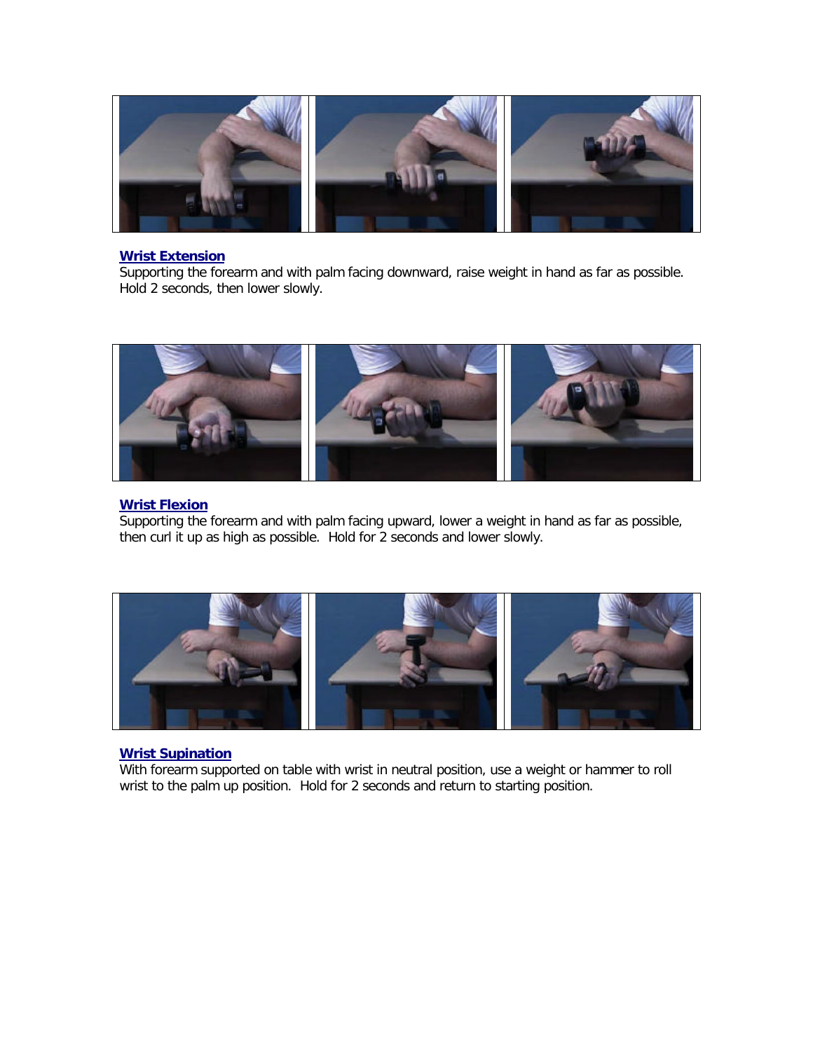## Wrist Extension

Supporting the forearm and with palm facing downward, raise weight in hand as far as possible. Hold 2 seconds, then lower slowly.

## Wrist Flexion

Supporting the forearm and with palm facing upward, lower a weight in hand as far as possible, then curl it up as high as possible. Hold for 2 seconds and lower slowly.

## Wrist Supination

With forearm supported on table with wrist in neutral position, use a weight or hammer to roll wrist to the palm up position. Hold for 2 seconds and return to starting position.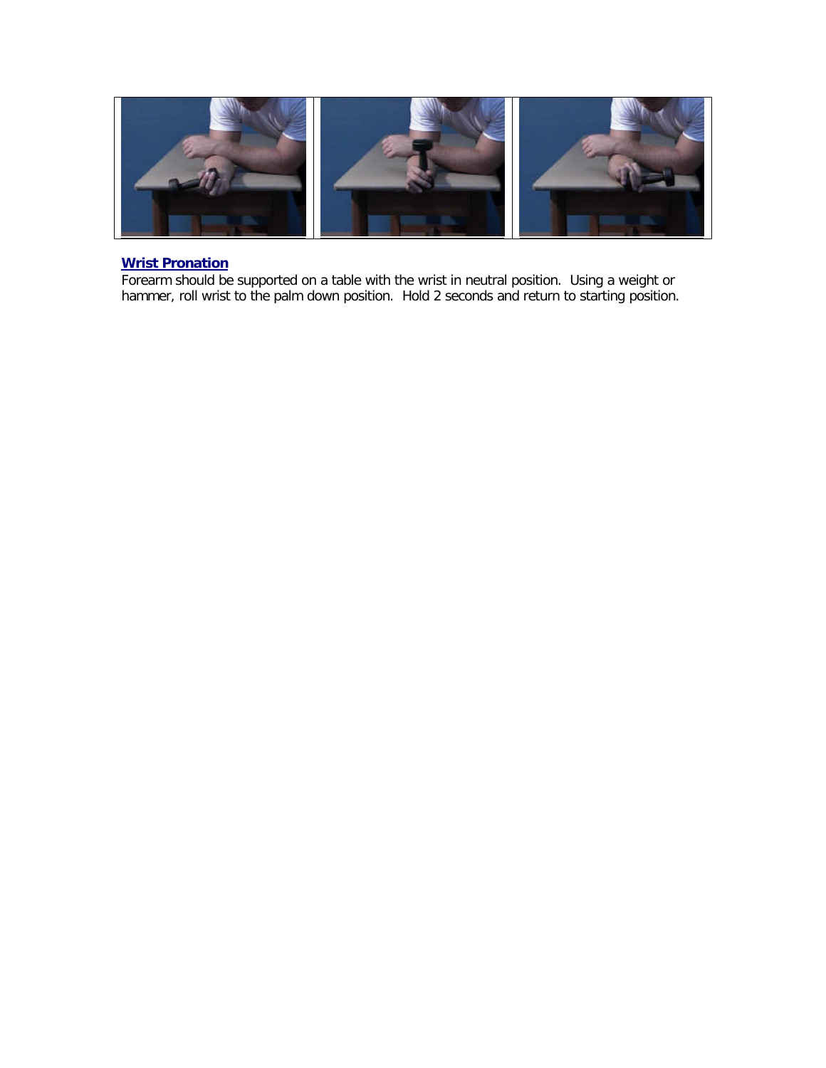**Wrist Pronation**

Forearm should be supported on a table with the wrist in neutral position. Using a weight or hammer, roll wrist to the palm down position. Hold 2 seconds and return to starting position.